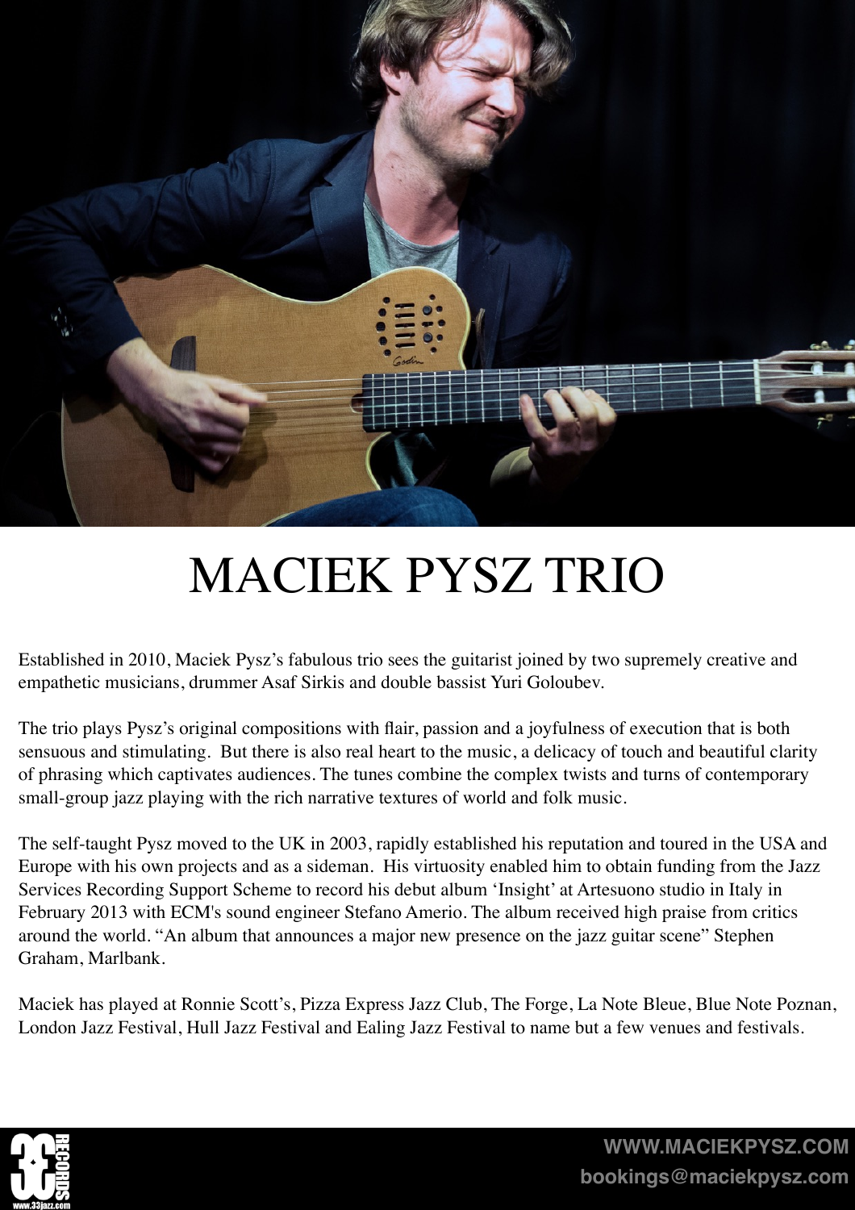# MACIEK PYSZ TRIO

Established in 2010, Maciek Pysz's fabulous trio sees the guitarist joined by two supremely creative and empathetic musicians, drummer Asaf Sirkis and double bassist Yuri Goloubev.

The trio plays Pysz's original compositions with flair, passion and a joyfulness of execution that is both sensuous and stimulating. But there is also real heart to the music, a delicacy of touch and beautiful clarity of phrasing which captivates audiences. The tunes combine the complex twists and turns of contemporary small-group jazz playing with the rich narrative textures of world and folk music.

The self-taught Pysz moved to the UK in 2003, rapidly established his reputation and toured in the USA and Europe with his own projects and as a sideman. His virtuosity enabled him to obtain funding from the Jazz Services Recording Support Scheme to record his debut album 'Insight' at Artesuono studio in Italy in February 2013 with ECM's sound engineer Stefano Amerio. The album received high praise from critics around the world. "An album that announces a major new presence on the jazz guitar scene" Stephen Graham, Marlbank.

Maciek has played at Ronnie Scott's, Pizza Express Jazz Club, The Forge, La Note Bleue, Blue Note Poznan, London Jazz Festival, Hull Jazz Festival and Ealing Jazz Festival to name but a few venues and festivals.

33 RECORDS www.33jazz.com

WWW.MACIEKPYSZ.COM
bookings@maciekpysz.com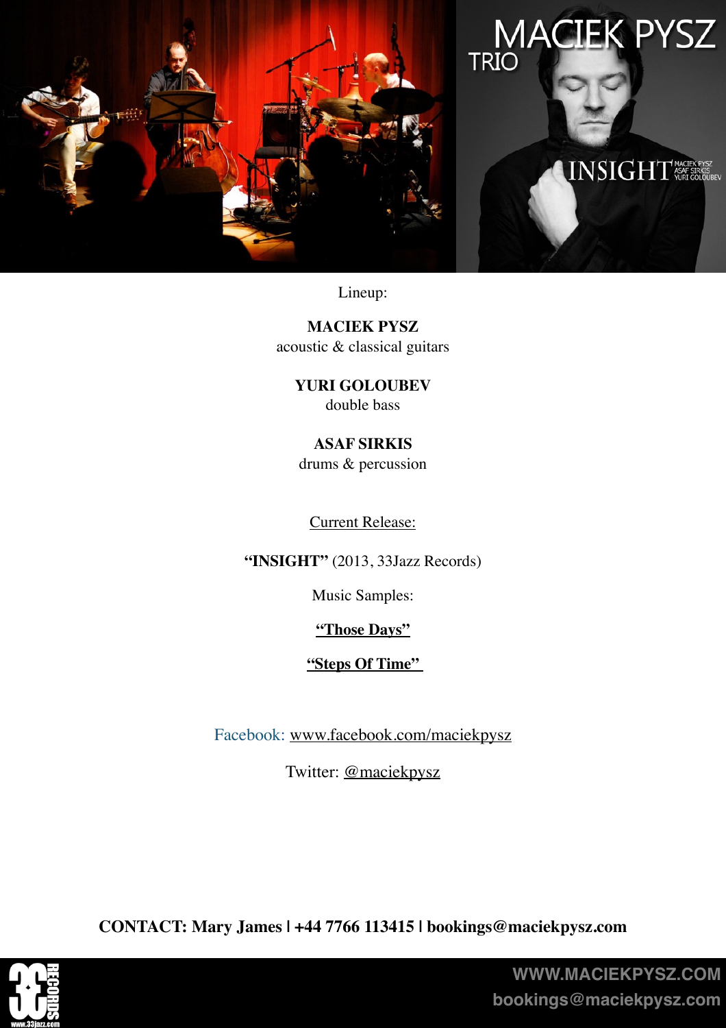MACIEK PYSZ
TRIO

INSIGHT

Lineup:

**MACIEK PYSZ**
acoustic & classical guitars

**YURI GOLOUBEV**
double bass

**ASAF SIRKIS**
drums & percussion

Current Release:

**"INSIGHT"** (2013, 33Jazz Records)

Music Samples:

**"Those Days"**

**"Steps Of Time"**

Facebook: www.facebook.com/maciekpysz

Twitter: @maciekpysz

**CONTACT: Mary James | +44 7766 113415 | bookings@maciekpysz.com**

**WWW.MACIEKPYSZ.COM**
**bookings@maciekpysz.com**